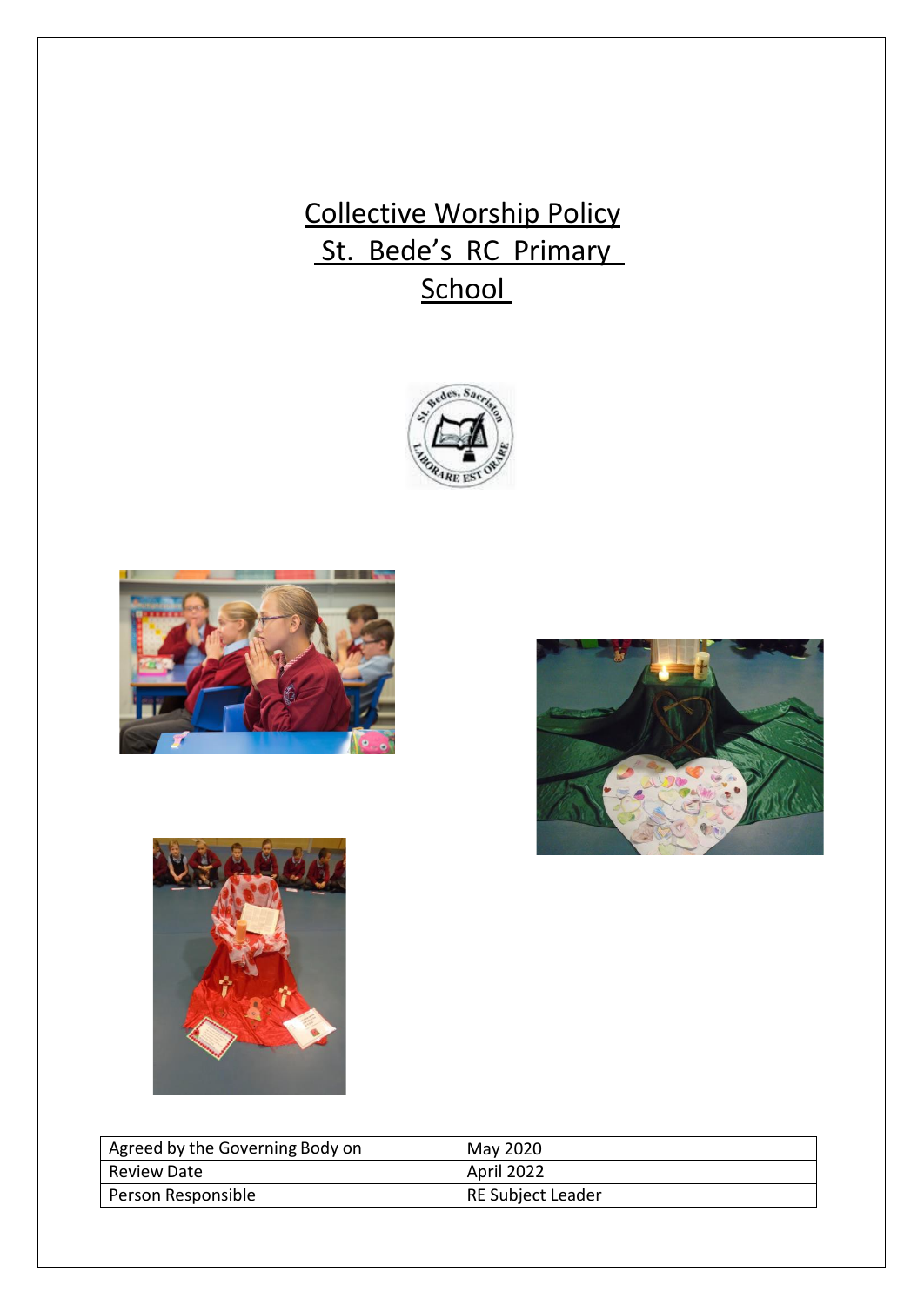# Collective Worship Policy
# St. Bede's RC Primary School

| Agreed by the Governing Body on | May 2020 |
|---|---|
| Review Date | April 2022 |
| Person Responsible | RE Subject Leader |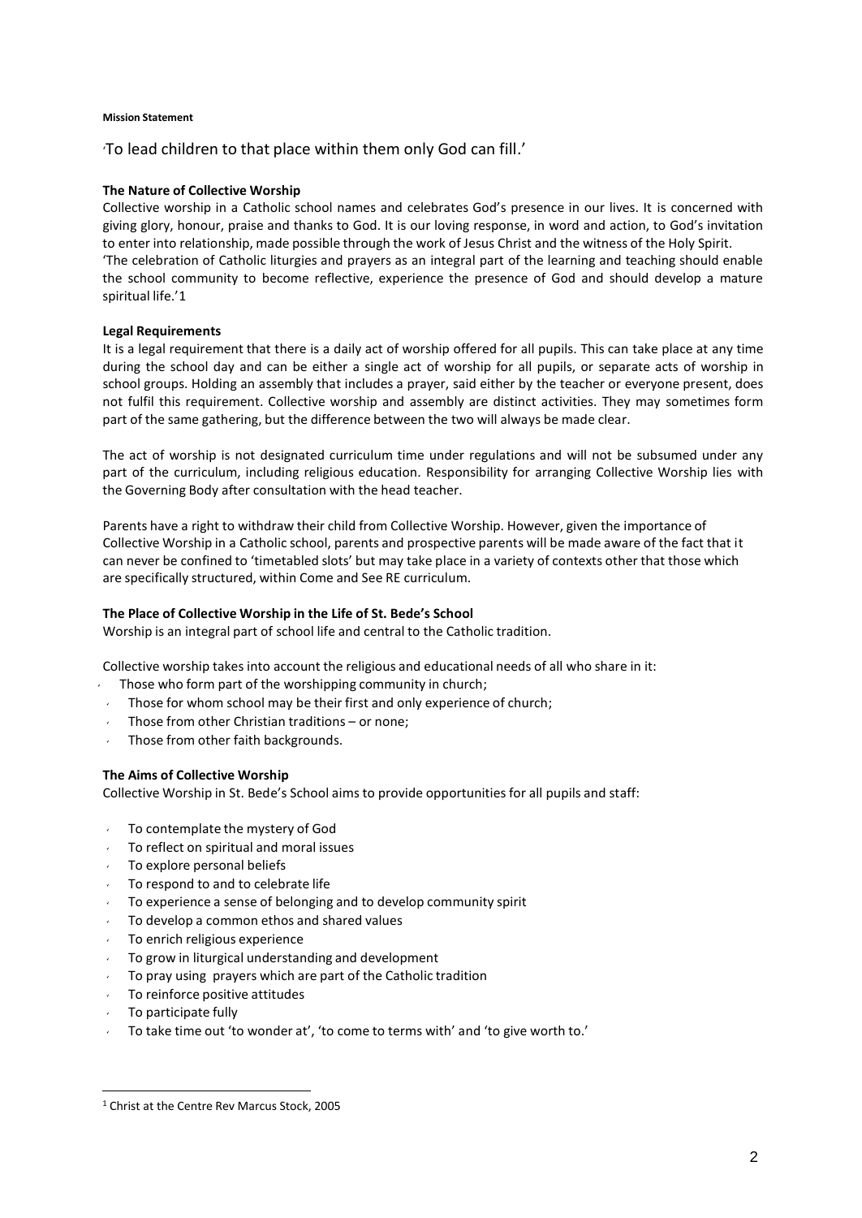**Mission Statement**

'To lead children to that place within them only God can fill.'

**The Nature of Collective Worship**

Collective worship in a Catholic school names and celebrates God's presence in our lives. It is concerned with giving glory, honour, praise and thanks to God. It is our loving response, in word and action, to God's invitation to enter into relationship, made possible through the work of Jesus Christ and the witness of the Holy Spirit.
'The celebration of Catholic liturgies and prayers as an integral part of the learning and teaching should enable the school community to become reflective, experience the presence of God and should develop a mature spiritual life.'[1]

**Legal Requirements**

It is a legal requirement that there is a daily act of worship offered for all pupils. This can take place at any time during the school day and can be either a single act of worship for all pupils, or separate acts of worship in school groups. Holding an assembly that includes a prayer, said either by the teacher or everyone present, does not fulfil this requirement. Collective worship and assembly are distinct activities. They may sometimes form part of the same gathering, but the difference between the two will always be made clear.

The act of worship is not designated curriculum time under regulations and will not be subsumed under any part of the curriculum, including religious education. Responsibility for arranging Collective Worship lies with the Governing Body after consultation with the head teacher.

Parents have a right to withdraw their child from Collective Worship. However, given the importance of Collective Worship in a Catholic school, parents and prospective parents will be made aware of the fact that it can never be confined to 'timetabled slots' but may take place in a variety of contexts other that those which are specifically structured, within Come and See RE curriculum.

**The Place of Collective Worship in the Life of St. Bede's School**

Worship is an integral part of school life and central to the Catholic tradition.

Collective worship takes into account the religious and educational needs of all who share in it:

- Those who form part of the worshipping community in church;
- Those for whom school may be their first and only experience of church;
- Those from other Christian traditions – or none;
- Those from other faith backgrounds.

**The Aims of Collective Worship**

Collective Worship in St. Bede's School aims to provide opportunities for all pupils and staff:

- To contemplate the mystery of God
- To reflect on spiritual and moral issues
- To explore personal beliefs
- To respond to and to celebrate life
- To experience a sense of belonging and to develop community spirit
- To develop a common ethos and shared values
- To enrich religious experience
- To grow in liturgical understanding and development
- To pray using prayers which are part of the Catholic tradition
- To reinforce positive attitudes
- To participate fully
- To take time out 'to wonder at', 'to come to terms with' and 'to give worth to.'

---

[1] Christ at the Centre Rev Marcus Stock, 2005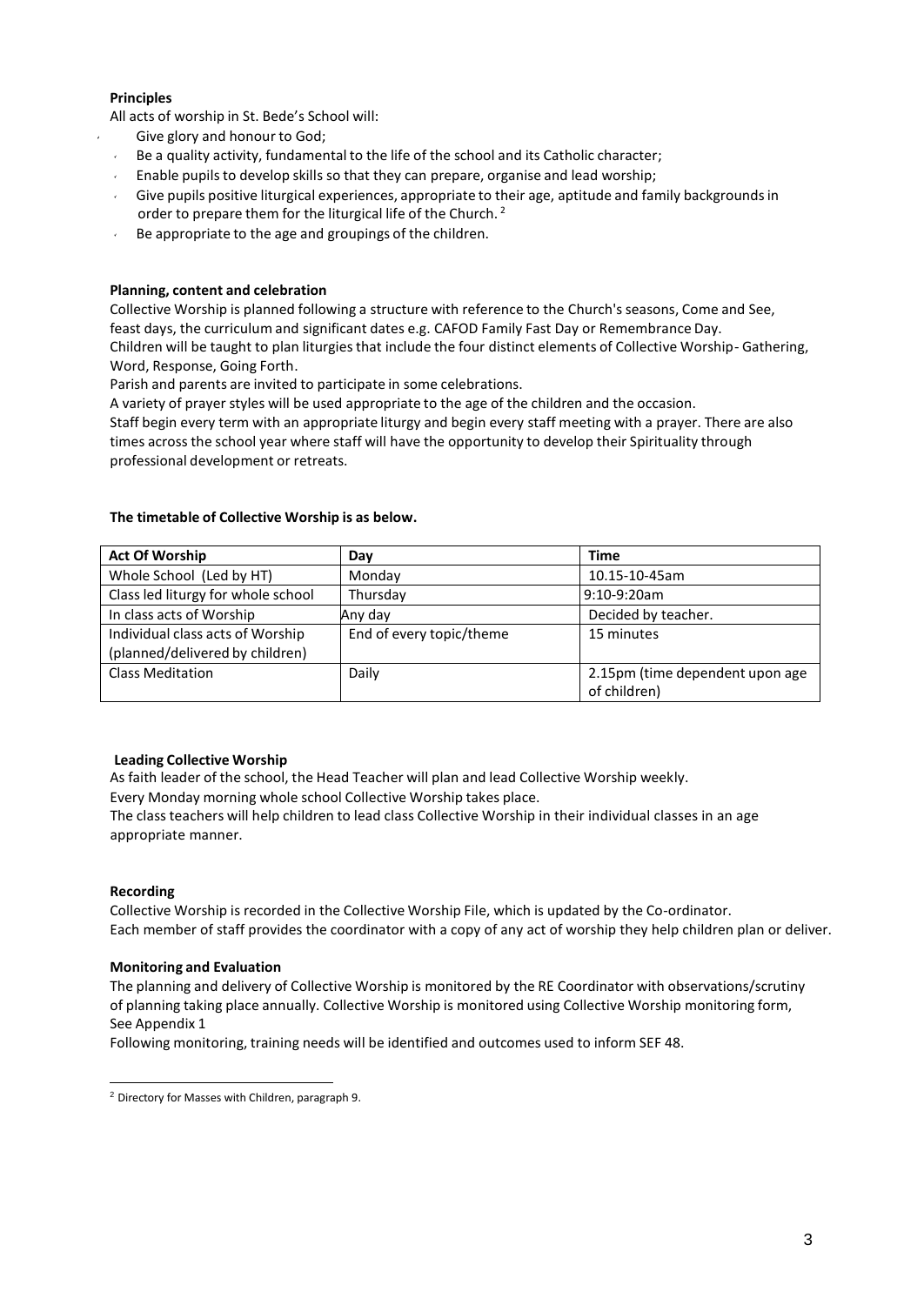**Principles**

All acts of worship in St. Bede's School will:

- Give glory and honour to God;
- Be a quality activity, fundamental to the life of the school and its Catholic character;
- Enable pupils to develop skills so that they can prepare, organise and lead worship;
- Give pupils positive liturgical experiences, appropriate to their age, aptitude and family backgrounds in order to prepare them for the liturgical life of the Church. [2]
- Be appropriate to the age and groupings of the children.

**Planning, content and celebration**

Collective Worship is planned following a structure with reference to the Church's seasons, Come and See, feast days, the curriculum and significant dates e.g. CAFOD Family Fast Day or Remembrance Day.
Children will be taught to plan liturgies that include the four distinct elements of Collective Worship- Gathering, Word, Response, Going Forth.
Parish and parents are invited to participate in some celebrations.
A variety of prayer styles will be used appropriate to the age of the children and the occasion.
Staff begin every term with an appropriate liturgy and begin every staff meeting with a prayer. There are also times across the school year where staff will have the opportunity to develop their Spirituality through professional development or retreats.

**The timetable of Collective Worship is as below.**

| Act Of Worship | Day | Time |
|---|---|---|
| Whole School (Led by HT) | Monday | 10.15-10-45am |
| Class led liturgy for whole school | Thursday | 9:10-9:20am |
| In class acts of Worship | Any day | Decided by teacher. |
| Individual class acts of Worship (planned/delivered by children) | End of every topic/theme | 15 minutes |
| Class Meditation | Daily | 2.15pm (time dependent upon age of children) |

**Leading Collective Worship**

As faith leader of the school, the Head Teacher will plan and lead Collective Worship weekly.
Every Monday morning whole school Collective Worship takes place.
The class teachers will help children to lead class Collective Worship in their individual classes in an age appropriate manner.

**Recording**

Collective Worship is recorded in the Collective Worship File, which is updated by the Co-ordinator.
Each member of staff provides the coordinator with a copy of any act of worship they help children plan or deliver.

**Monitoring and Evaluation**

The planning and delivery of Collective Worship is monitored by the RE Coordinator with observations/scrutiny of planning taking place annually. Collective Worship is monitored using Collective Worship monitoring form, See Appendix 1
Following monitoring, training needs will be identified and outcomes used to inform SEF 48.

[2] Directory for Masses with Children, paragraph 9.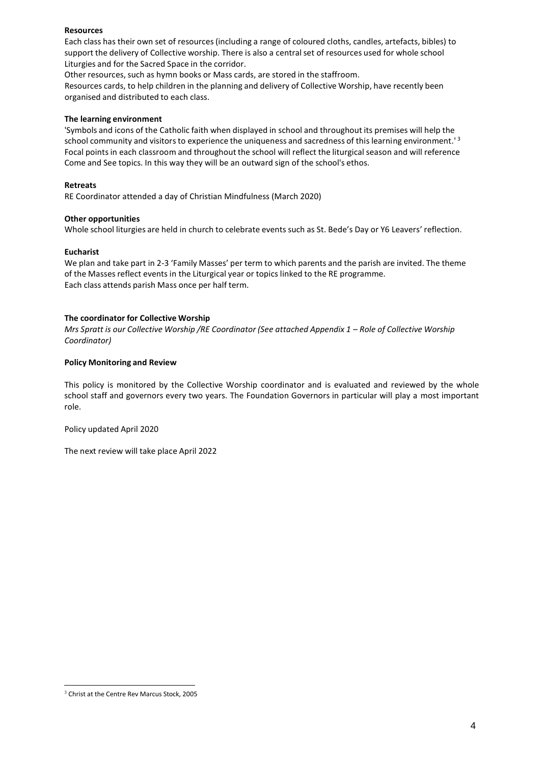**Resources**

Each class has their own set of resources (including a range of coloured cloths, candles, artefacts, bibles) to support the delivery of Collective worship. There is also a central set of resources used for whole school Liturgies and for the Sacred Space in the corridor.

Other resources, such as hymn books or Mass cards, are stored in the staffroom.

Resources cards, to help children in the planning and delivery of Collective Worship, have recently been organised and distributed to each class.

**The learning environment**

'Symbols and icons of the Catholic faith when displayed in school and throughout its premises will help the school community and visitors to experience the uniqueness and sacredness of this learning environment.' [3]

Focal points in each classroom and throughout the school will reflect the liturgical season and will reference Come and See topics. In this way they will be an outward sign of the school's ethos.

**Retreats**

RE Coordinator attended a day of Christian Mindfulness (March 2020)

**Other opportunities**

Whole school liturgies are held in church to celebrate events such as St. Bede's Day or Y6 Leavers' reflection.

**Eucharist**

We plan and take part in 2-3 'Family Masses' per term to which parents and the parish are invited. The theme of the Masses reflect events in the Liturgical year or topics linked to the RE programme.

Each class attends parish Mass once per half term.

**The coordinator for Collective Worship**

*Mrs Spratt is our Collective Worship /RE Coordinator (See attached Appendix 1 – Role of Collective Worship Coordinator)*

**Policy Monitoring and Review**

This policy is monitored by the Collective Worship coordinator and is evaluated and reviewed by the whole school staff and governors every two years. The Foundation Governors in particular will play a most important role.

Policy updated April 2020

The next review will take place April 2022

---

[3] Christ at the Centre Rev Marcus Stock, 2005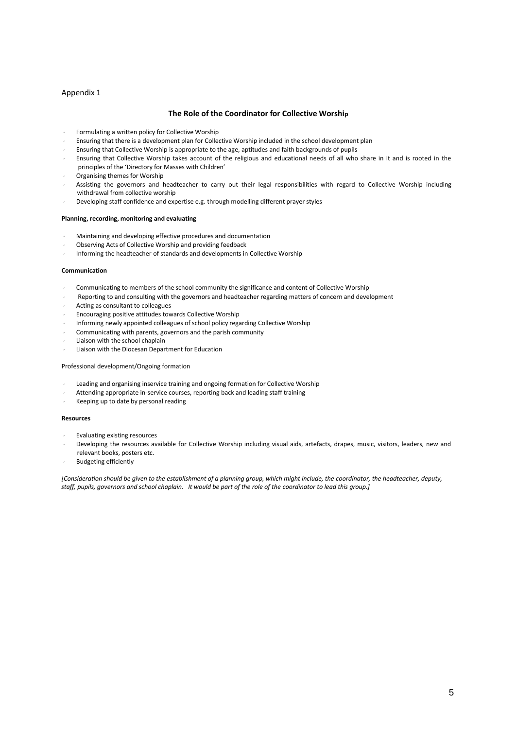Appendix 1

## The Role of the Coordinator for Collective Worship

- Formulating a written policy for Collective Worship
- Ensuring that there is a development plan for Collective Worship included in the school development plan
- Ensuring that Collective Worship is appropriate to the age, aptitudes and faith backgrounds of pupils
- Ensuring that Collective Worship takes account of the religious and educational needs of all who share in it and is rooted in the principles of the 'Directory for Masses with Children'
- Organising themes for Worship
- Assisting the governors and headteacher to carry out their legal responsibilities with regard to Collective Worship including withdrawal from collective worship
- Developing staff confidence and expertise e.g. through modelling different prayer styles

**Planning, recording, monitoring and evaluating**

- Maintaining and developing effective procedures and documentation
- Observing Acts of Collective Worship and providing feedback
- Informing the headteacher of standards and developments in Collective Worship

**Communication**

- Communicating to members of the school community the significance and content of Collective Worship
- Reporting to and consulting with the governors and headteacher regarding matters of concern and development
- Acting as consultant to colleagues
- Encouraging positive attitudes towards Collective Worship
- Informing newly appointed colleagues of school policy regarding Collective Worship
- Communicating with parents, governors and the parish community
- Liaison with the school chaplain
- Liaison with the Diocesan Department for Education

Professional development/Ongoing formation

- Leading and organising inservice training and ongoing formation for Collective Worship
- Attending appropriate in-service courses, reporting back and leading staff training
- Keeping up to date by personal reading

**Resources**

- Evaluating existing resources
- Developing the resources available for Collective Worship including visual aids, artefacts, drapes, music, visitors, leaders, new and relevant books, posters etc.
- Budgeting efficiently

*[Consideration should be given to the establishment of a planning group, which might include, the coordinator, the headteacher, deputy, staff, pupils, governors and school chaplain. It would be part of the role of the coordinator to lead this group.]*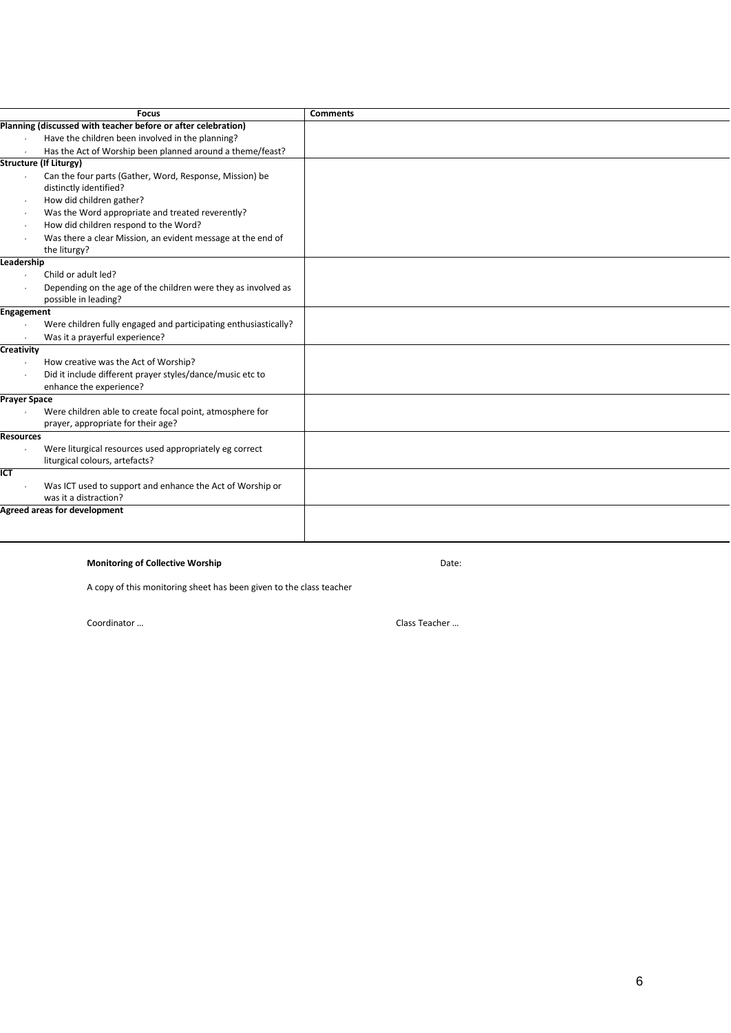| Focus | Comments |
|---|---|
| **Planning (discussed with teacher before or after celebration)**<br>- Have the children been involved in the planning?<br>- Has the Act of Worship been planned around a theme/feast? | |
| **Structure (If Liturgy)**<br>- Can the four parts (Gather, Word, Response, Mission) be distinctly identified?<br>- How did children gather?<br>- Was the Word appropriate and treated reverently?<br>- How did children respond to the Word?<br>- Was there a clear Mission, an evident message at the end of the liturgy? | |
| **Leadership**<br>- Child or adult led?<br>- Depending on the age of the children were they as involved as possible in leading? | |
| **Engagement**<br>- Were children fully engaged and participating enthusiastically?<br>- Was it a prayerful experience? | |
| **Creativity**<br>- How creative was the Act of Worship?<br>- Did it include different prayer styles/dance/music etc to enhance the experience? | |
| **Prayer Space**<br>- Were children able to create focal point, atmosphere for prayer, appropriate for their age? | |
| **Resources**<br>- Were liturgical resources used appropriately eg correct liturgical colours, artefacts? | |
| **ICT**<br>- Was ICT used to support and enhance the Act of Worship or was it a distraction? | |
| **Agreed areas for development** | |

**Monitoring of Collective Worship** Date:

A copy of this monitoring sheet has been given to the class teacher

Coordinator … Class Teacher …